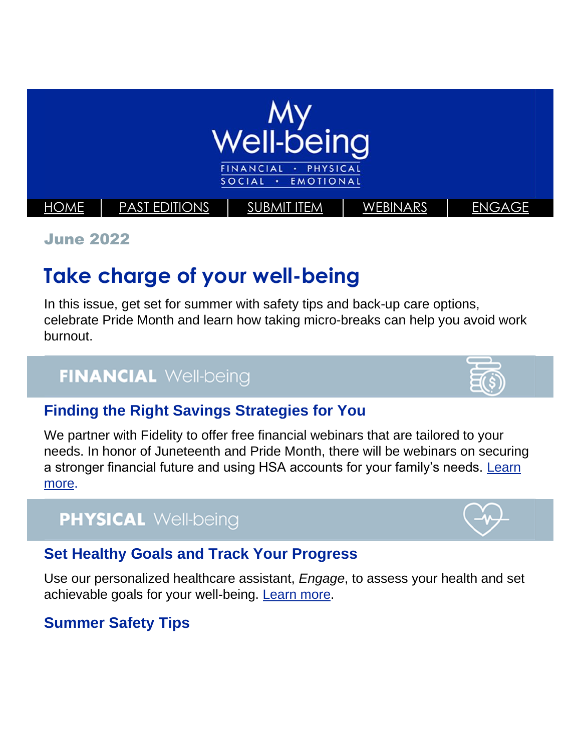# My Well-being

FINANCIAL · PHYSICAL
SOCIAL · EMOTIONAL

HOME | PAST EDITIONS | SUBMIT ITEM | WEBINARS | ENGAGE

**June 2022**

# Take charge of your well-being

In this issue, get set for summer with safety tips and back-up care options, celebrate Pride Month and learn how taking micro-breaks can help you avoid work burnout.

## FINANCIAL Well-being

### Finding the Right Savings Strategies for You

We partner with Fidelity to offer free financial webinars that are tailored to your needs. In honor of Juneteenth and Pride Month, there will be webinars on securing a stronger financial future and using HSA accounts for your family's needs. Learn more.

## PHYSICAL Well-being

### Set Healthy Goals and Track Your Progress

Use our personalized healthcare assistant, *Engage*, to assess your health and set achievable goals for your well-being. Learn more.

### Summer Safety Tips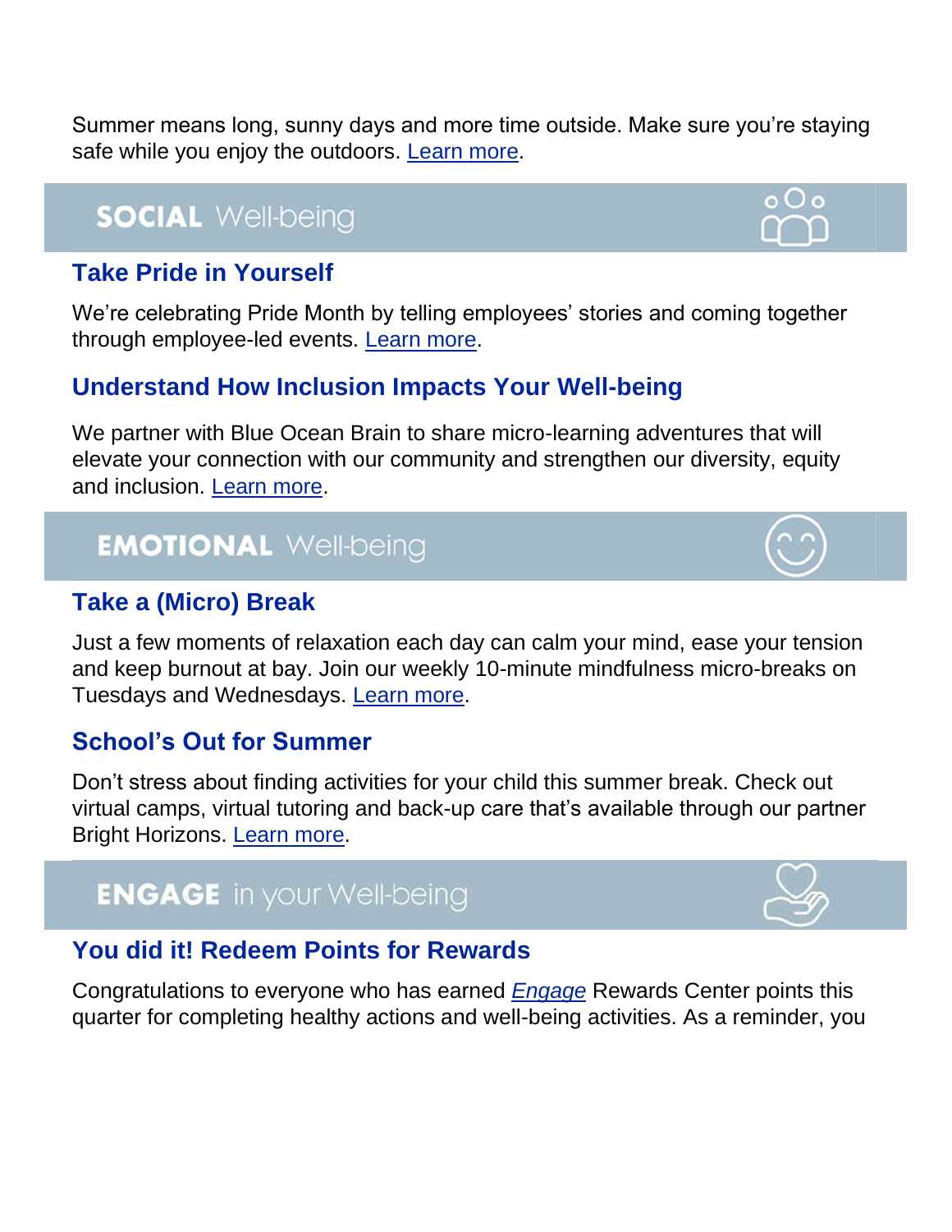Summer means long, sunny days and more time outside. Make sure you're staying safe while you enjoy the outdoors. Learn more.

## SOCIAL Well-being

### Take Pride in Yourself

We're celebrating Pride Month by telling employees' stories and coming together through employee-led events. Learn more.

### Understand How Inclusion Impacts Your Well-being

We partner with Blue Ocean Brain to share micro-learning adventures that will elevate your connection with our community and strengthen our diversity, equity and inclusion. Learn more.

## EMOTIONAL Well-being

### Take a (Micro) Break

Just a few moments of relaxation each day can calm your mind, ease your tension and keep burnout at bay. Join our weekly 10-minute mindfulness micro-breaks on Tuesdays and Wednesdays. Learn more.

### School's Out for Summer

Don't stress about finding activities for your child this summer break. Check out virtual camps, virtual tutoring and back-up care that's available through our partner Bright Horizons. Learn more.

## ENGAGE in your Well-being

### You did it! Redeem Points for Rewards

Congratulations to everyone who has earned *Engage* Rewards Center points this quarter for completing healthy actions and well-being activities. As a reminder, you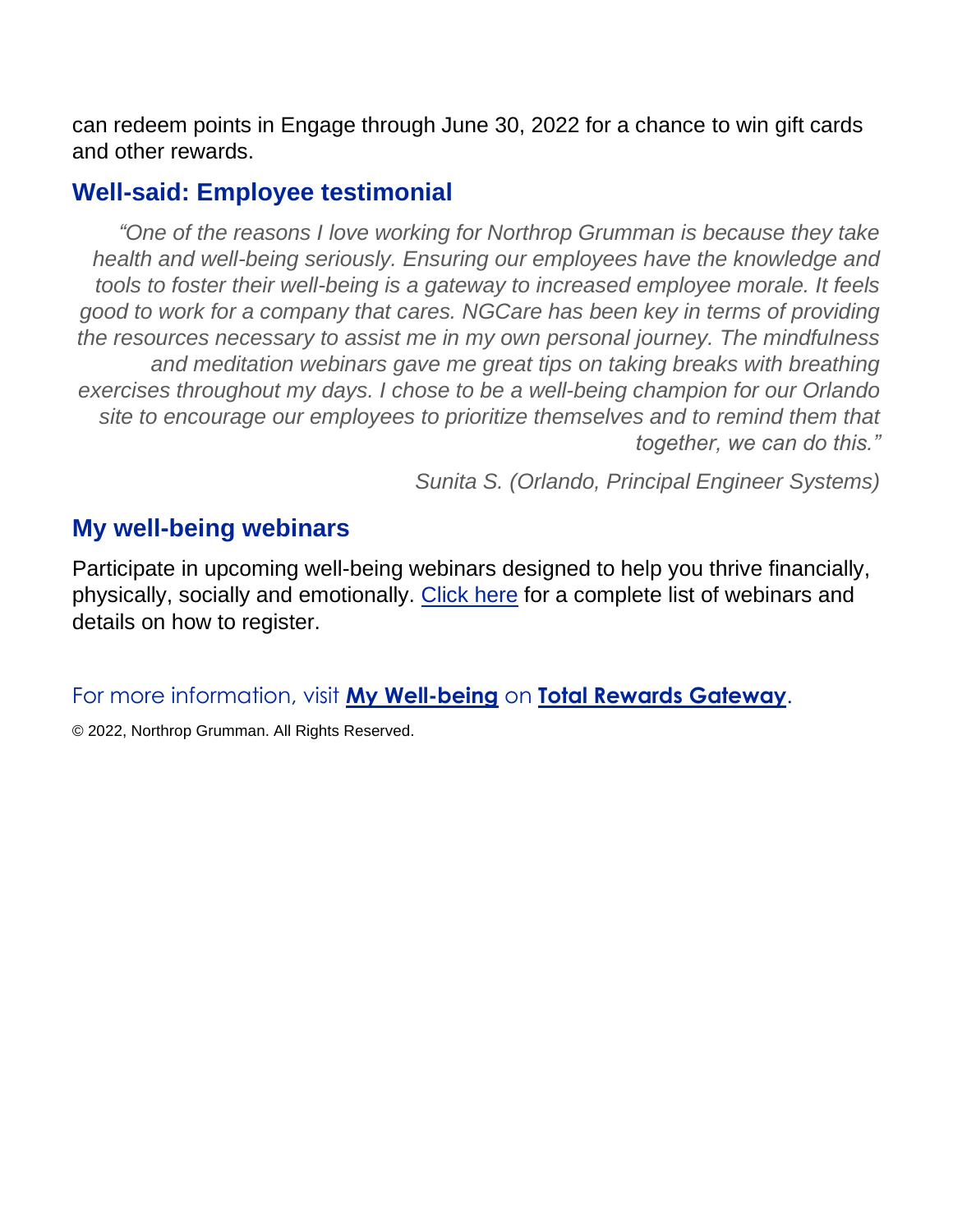can redeem points in Engage through June 30, 2022 for a chance to win gift cards and other rewards.

## Well-said: Employee testimonial

*"One of the reasons I love working for Northrop Grumman is because they take health and well-being seriously. Ensuring our employees have the knowledge and tools to foster their well-being is a gateway to increased employee morale. It feels good to work for a company that cares. NGCare has been key in terms of providing the resources necessary to assist me in my own personal journey. The mindfulness and meditation webinars gave me great tips on taking breaks with breathing exercises throughout my days. I chose to be a well-being champion for our Orlando site to encourage our employees to prioritize themselves and to remind them that together, we can do this."*

*Sunita S. (Orlando, Principal Engineer Systems)*

## My well-being webinars

Participate in upcoming well-being webinars designed to help you thrive financially, physically, socially and emotionally. Click here for a complete list of webinars and details on how to register.

For more information, visit **My Well-being** on **Total Rewards Gateway**.

© 2022, Northrop Grumman. All Rights Reserved.